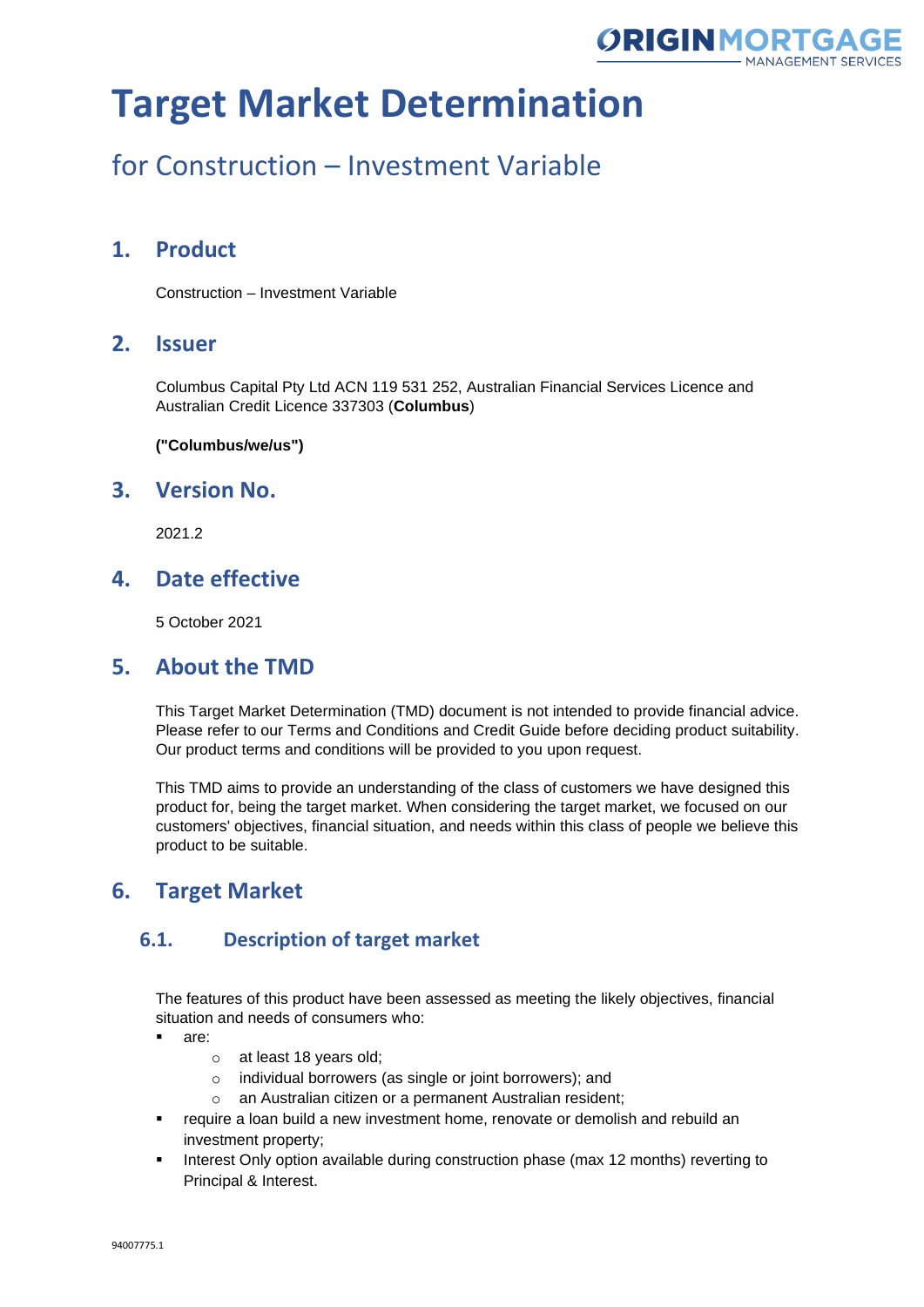# Target Market Determination

## for Construction – Investment Variable

## 1. Product

Construction – Investment Variable

## 2. Issuer

Columbus Capital Pty Ltd ACN 119 531 252, Australian Financial Services Licence and Australian Credit Licence 337303 (**Columbus**)

**("Columbus/we/us")**

## 3. Version No.

2021.2

## 4. Date effective

5 October 2021

## 5. About the TMD

This Target Market Determination (TMD) document is not intended to provide financial advice. Please refer to our Terms and Conditions and Credit Guide before deciding product suitability. Our product terms and conditions will be provided to you upon request.

This TMD aims to provide an understanding of the class of customers we have designed this product for, being the target market. When considering the target market, we focused on our customers' objectives, financial situation, and needs within this class of people we believe this product to be suitable.

## 6. Target Market

### 6.1. Description of target market

The features of this product have been assessed as meeting the likely objectives, financial situation and needs of consumers who:

- are:
  - at least 18 years old;
  - individual borrowers (as single or joint borrowers); and
  - an Australian citizen or a permanent Australian resident;
- require a loan build a new investment home, renovate or demolish and rebuild an investment property;
- Interest Only option available during construction phase (max 12 months) reverting to Principal & Interest.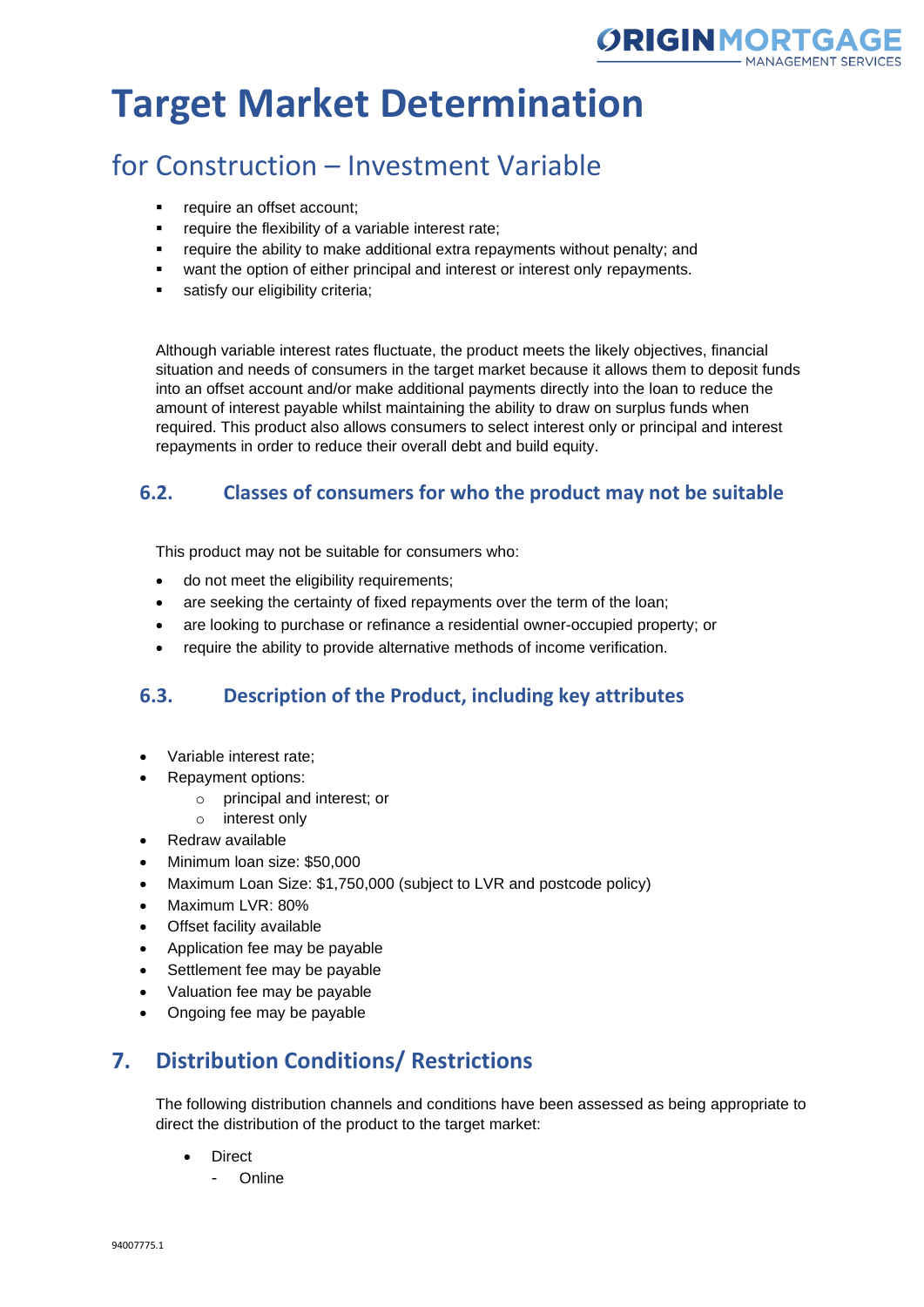# Target Market Determination

## for Construction – Investment Variable

- require an offset account;
- require the flexibility of a variable interest rate;
- require the ability to make additional extra repayments without penalty; and
- want the option of either principal and interest or interest only repayments.
- satisfy our eligibility criteria;

Although variable interest rates fluctuate, the product meets the likely objectives, financial situation and needs of consumers in the target market because it allows them to deposit funds into an offset account and/or make additional payments directly into the loan to reduce the amount of interest payable whilst maintaining the ability to draw on surplus funds when required. This product also allows consumers to select interest only or principal and interest repayments in order to reduce their overall debt and build equity.

### 6.2. Classes of consumers for who the product may not be suitable

This product may not be suitable for consumers who:

- do not meet the eligibility requirements;
- are seeking the certainty of fixed repayments over the term of the loan;
- are looking to purchase or refinance a residential owner-occupied property; or
- require the ability to provide alternative methods of income verification.

### 6.3. Description of the Product, including key attributes

- Variable interest rate;
- Repayment options:
  - principal and interest; or
  - interest only
- Redraw available
- Minimum loan size: $50,000
- Maximum Loan Size: $1,750,000 (subject to LVR and postcode policy)
- Maximum LVR: 80%
- Offset facility available
- Application fee may be payable
- Settlement fee may be payable
- Valuation fee may be payable
- Ongoing fee may be payable

## 7. Distribution Conditions/ Restrictions

The following distribution channels and conditions have been assessed as being appropriate to direct the distribution of the product to the target market:

- Direct
  - Online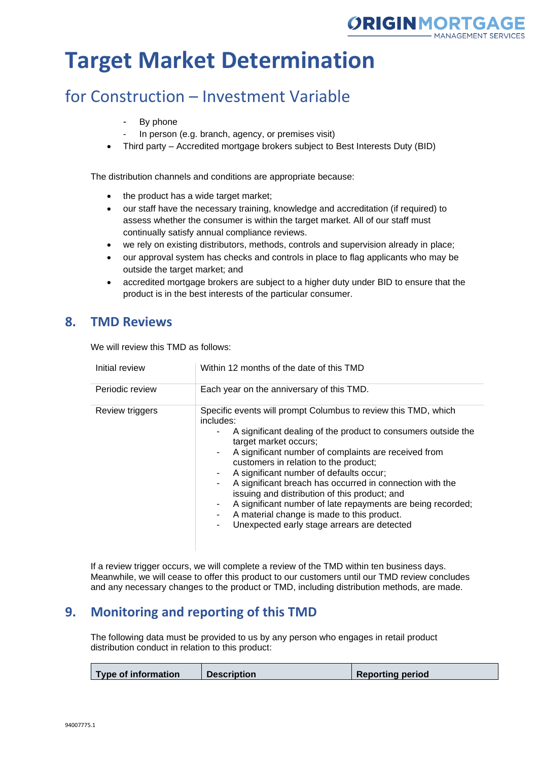- By phone
- In person (e.g. branch, agency, or premises visit)

- Third party – Accredited mortgage brokers subject to Best Interests Duty (BID)

The distribution channels and conditions are appropriate because:

- the product has a wide target market;
- our staff have the necessary training, knowledge and accreditation (if required) to assess whether the consumer is within the target market. All of our staff must continually satisfy annual compliance reviews.
- we rely on existing distributors, methods, controls and supervision already in place;
- our approval system has checks and controls in place to flag applicants who may be outside the target market; and
- accredited mortgage brokers are subject to a higher duty under BID to ensure that the product is in the best interests of the particular consumer.

## 8. TMD Reviews

We will review this TMD as follows:

| | |
|---|---|
| Initial review | Within 12 months of the date of this TMD |
| Periodic review | Each year on the anniversary of this TMD. |
| Review triggers | Specific events will prompt Columbus to review this TMD, which includes:<br>- A significant dealing of the product to consumers outside the target market occurs;<br>- A significant number of complaints are received from customers in relation to the product;<br>- A significant number of defaults occur;<br>- A significant breach has occurred in connection with the issuing and distribution of this product; and<br>- A significant number of late repayments are being recorded;<br>- A material change is made to this product.<br>- Unexpected early stage arrears are detected |

If a review trigger occurs, we will complete a review of the TMD within ten business days. Meanwhile, we will cease to offer this product to our customers until our TMD review concludes and any necessary changes to the product or TMD, including distribution methods, are made.

## 9. Monitoring and reporting of this TMD

The following data must be provided to us by any person who engages in retail product distribution conduct in relation to this product:

| Type of information | Description | Reporting period |
|---|---|---|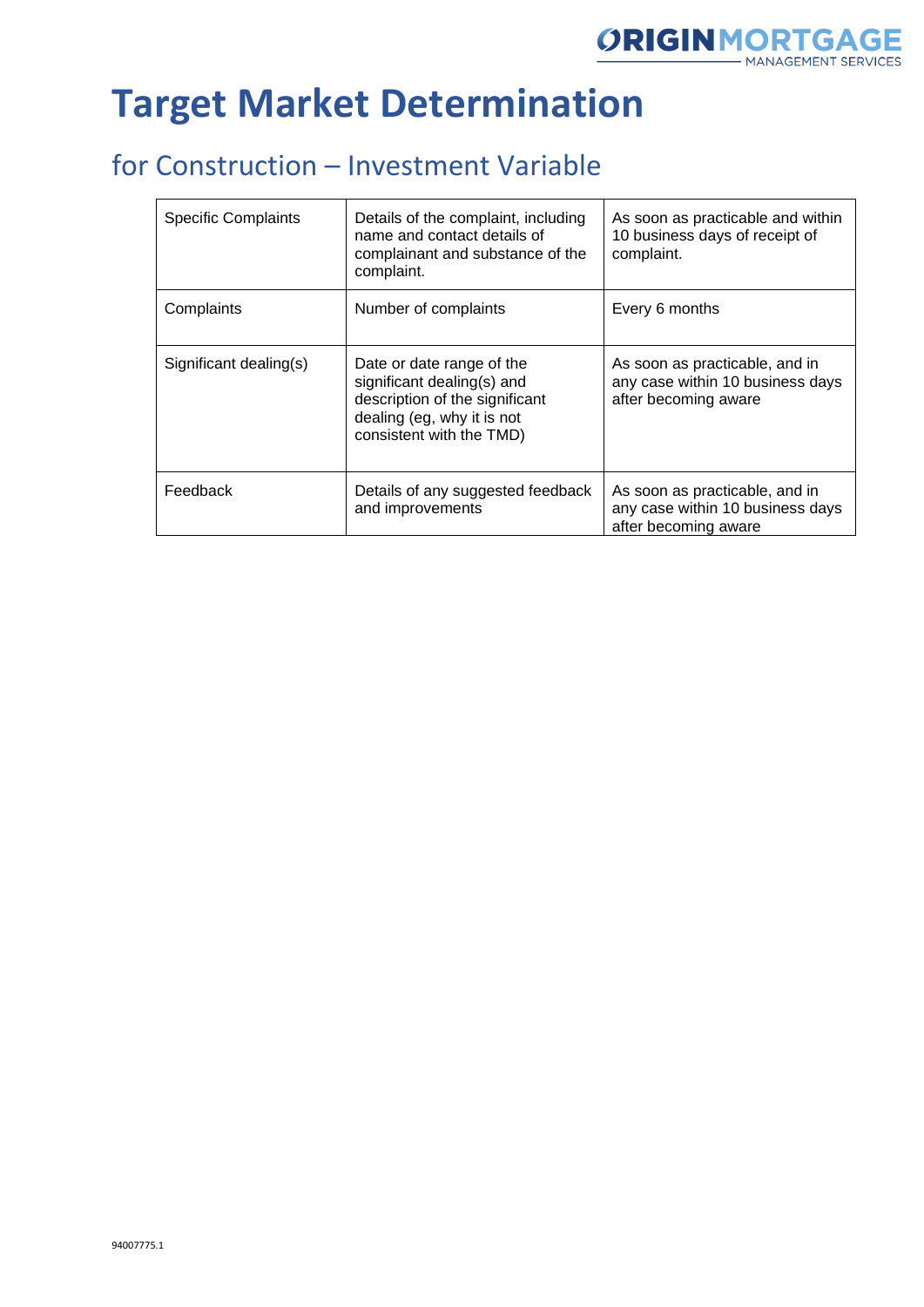# Target Market Determination

## for Construction – Investment Variable

| | | |
|---|---|---|
| Specific Complaints | Details of the complaint, including name and contact details of complainant and substance of the complaint. | As soon as practicable and within 10 business days of receipt of complaint. |
| Complaints | Number of complaints | Every 6 months |
| Significant dealing(s) | Date or date range of the significant dealing(s) and description of the significant dealing (eg, why it is not consistent with the TMD) | As soon as practicable, and in any case within 10 business days after becoming aware |
| Feedback | Details of any suggested feedback and improvements | As soon as practicable, and in any case within 10 business days after becoming aware |